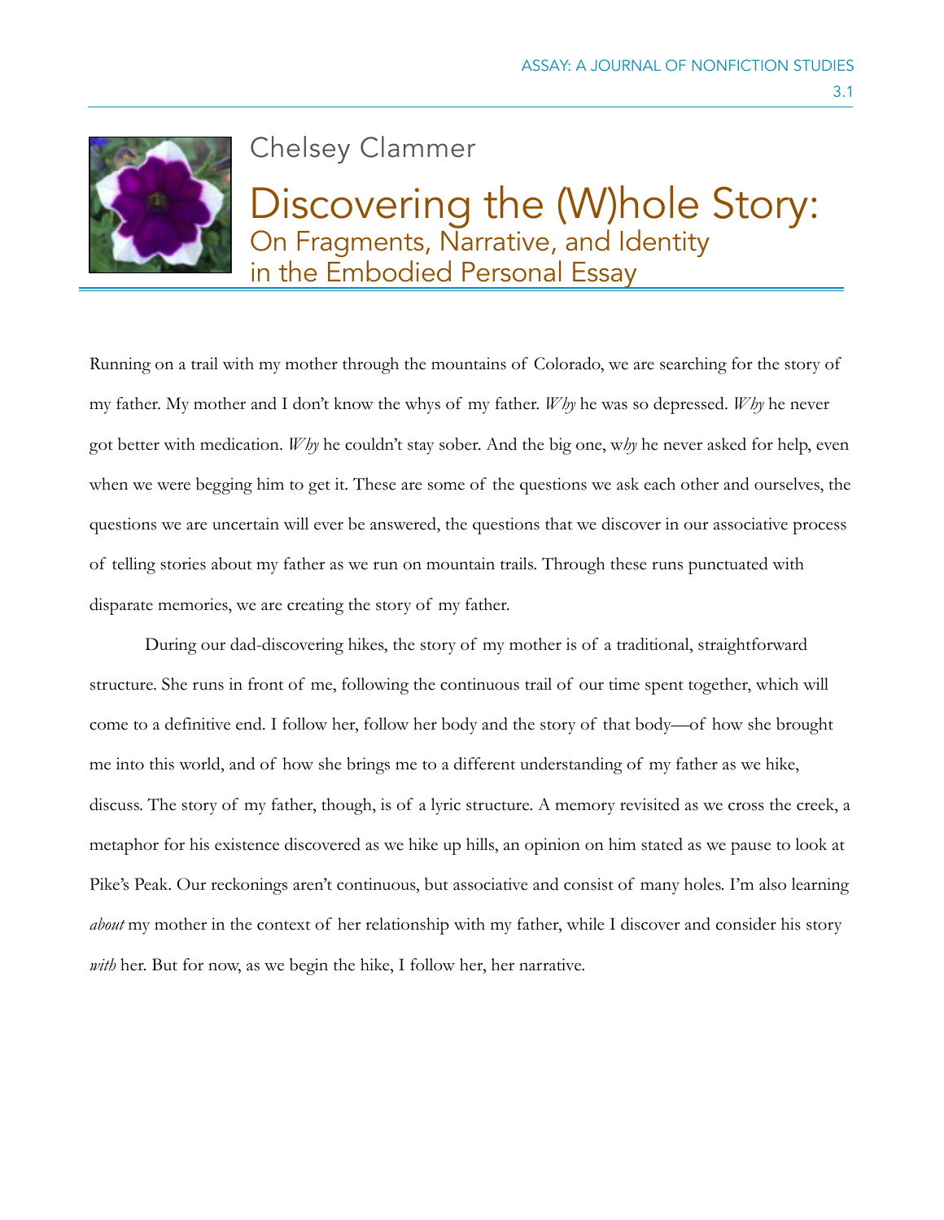Chelsey Clammer

# Discovering the (W)hole Story:

## On Fragments, Narrative, and Identity in the Embodied Personal Essay

Running on a trail with my mother through the mountains of Colorado, we are searching for the story of my father. My mother and I don't know the whys of my father. *Why* he was so depressed. *Why* he never got better with medication. *Why* he couldn't stay sober. And the big one, w*hy* he never asked for help, even when we were begging him to get it. These are some of the questions we ask each other and ourselves, the questions we are uncertain will ever be answered, the questions that we discover in our associative process of telling stories about my father as we run on mountain trails. Through these runs punctuated with disparate memories, we are creating the story of my father.

During our dad-discovering hikes, the story of my mother is of a traditional, straightforward structure. She runs in front of me, following the continuous trail of our time spent together, which will come to a definitive end. I follow her, follow her body and the story of that body—of how she brought me into this world, and of how she brings me to a different understanding of my father as we hike, discuss. The story of my father, though, is of a lyric structure. A memory revisited as we cross the creek, a metaphor for his existence discovered as we hike up hills, an opinion on him stated as we pause to look at Pike's Peak. Our reckonings aren't continuous, but associative and consist of many holes. I'm also learning *about* my mother in the context of her relationship with my father, while I discover and consider his story *with* her. But for now, as we begin the hike, I follow her, her narrative.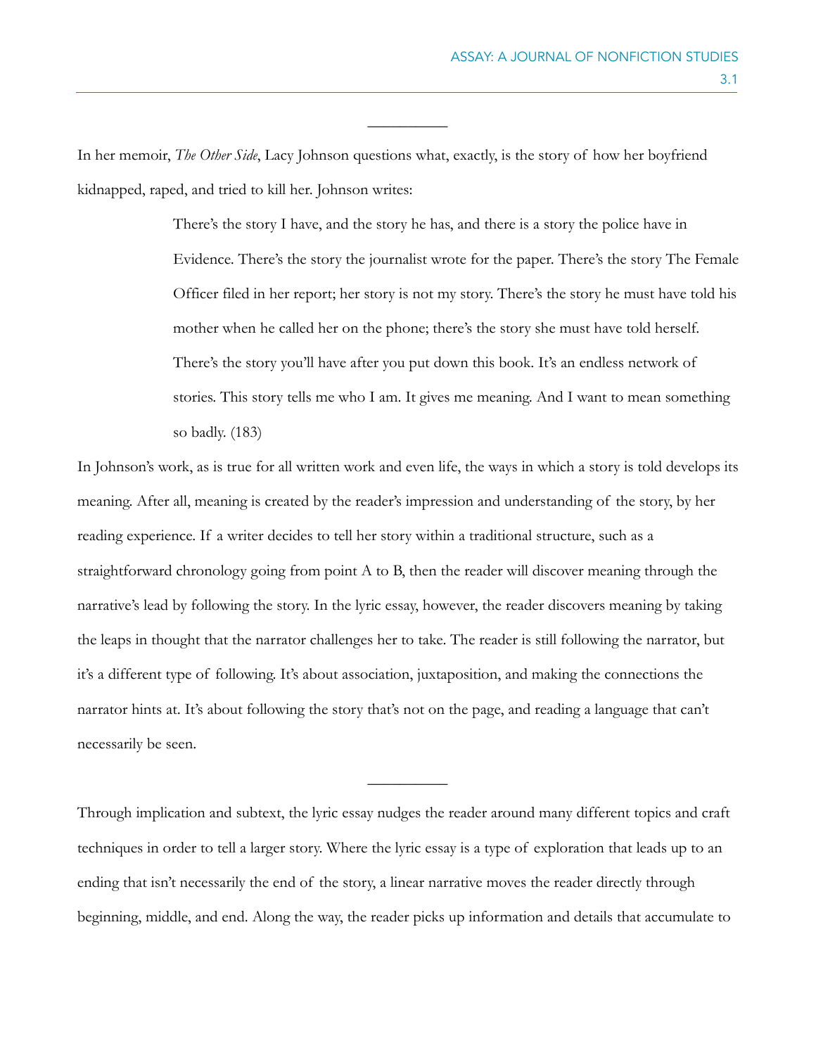---

In her memoir, *The Other Side*, Lacy Johnson questions what, exactly, is the story of how her boyfriend kidnapped, raped, and tried to kill her. Johnson writes:

> There's the story I have, and the story he has, and there is a story the police have in Evidence. There's the story the journalist wrote for the paper. There's the story The Female Officer filed in her report; her story is not my story. There's the story he must have told his mother when he called her on the phone; there's the story she must have told herself. There's the story you'll have after you put down this book. It's an endless network of stories. This story tells me who I am. It gives me meaning. And I want to mean something so badly. (183)

In Johnson's work, as is true for all written work and even life, the ways in which a story is told develops its meaning. After all, meaning is created by the reader's impression and understanding of the story, by her reading experience. If a writer decides to tell her story within a traditional structure, such as a straightforward chronology going from point A to B, then the reader will discover meaning through the narrative's lead by following the story. In the lyric essay, however, the reader discovers meaning by taking the leaps in thought that the narrator challenges her to take. The reader is still following the narrator, but it's a different type of following. It's about association, juxtaposition, and making the connections the narrator hints at. It's about following the story that's not on the page, and reading a language that can't necessarily be seen.

---

Through implication and subtext, the lyric essay nudges the reader around many different topics and craft techniques in order to tell a larger story. Where the lyric essay is a type of exploration that leads up to an ending that isn't necessarily the end of the story, a linear narrative moves the reader directly through beginning, middle, and end. Along the way, the reader picks up information and details that accumulate to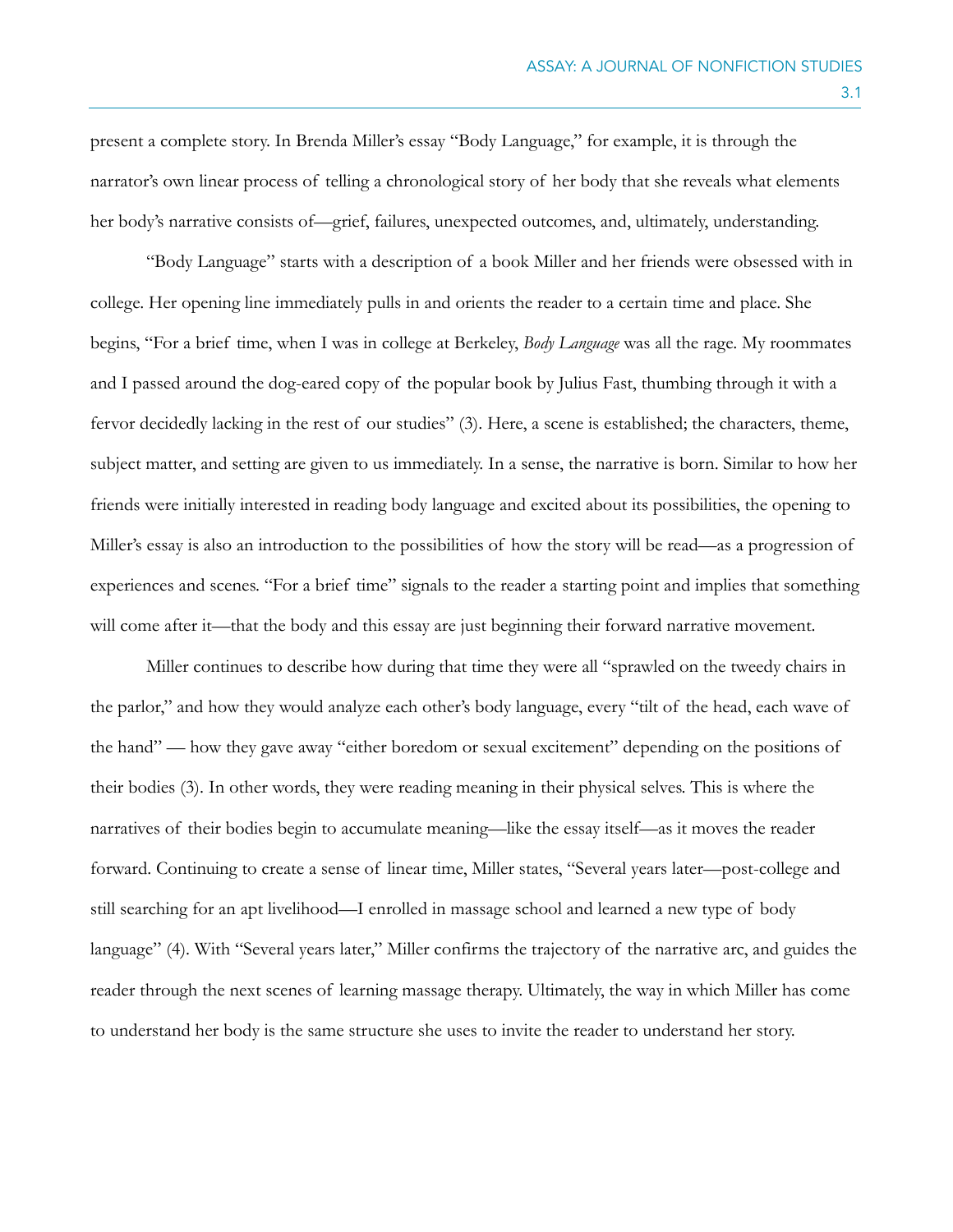present a complete story. In Brenda Miller's essay "Body Language," for example, it is through the narrator's own linear process of telling a chronological story of her body that she reveals what elements her body's narrative consists of—grief, failures, unexpected outcomes, and, ultimately, understanding.

"Body Language" starts with a description of a book Miller and her friends were obsessed with in college. Her opening line immediately pulls in and orients the reader to a certain time and place. She begins, "For a brief time, when I was in college at Berkeley, *Body Language* was all the rage. My roommates and I passed around the dog-eared copy of the popular book by Julius Fast, thumbing through it with a fervor decidedly lacking in the rest of our studies" (3). Here, a scene is established; the characters, theme, subject matter, and setting are given to us immediately. In a sense, the narrative is born. Similar to how her friends were initially interested in reading body language and excited about its possibilities, the opening to Miller's essay is also an introduction to the possibilities of how the story will be read—as a progression of experiences and scenes. "For a brief time" signals to the reader a starting point and implies that something will come after it—that the body and this essay are just beginning their forward narrative movement.

Miller continues to describe how during that time they were all "sprawled on the tweedy chairs in the parlor," and how they would analyze each other's body language, every "tilt of the head, each wave of the hand" — how they gave away "either boredom or sexual excitement" depending on the positions of their bodies (3). In other words, they were reading meaning in their physical selves. This is where the narratives of their bodies begin to accumulate meaning—like the essay itself—as it moves the reader forward. Continuing to create a sense of linear time, Miller states, "Several years later—post-college and still searching for an apt livelihood—I enrolled in massage school and learned a new type of body language" (4). With "Several years later," Miller confirms the trajectory of the narrative arc, and guides the reader through the next scenes of learning massage therapy. Ultimately, the way in which Miller has come to understand her body is the same structure she uses to invite the reader to understand her story.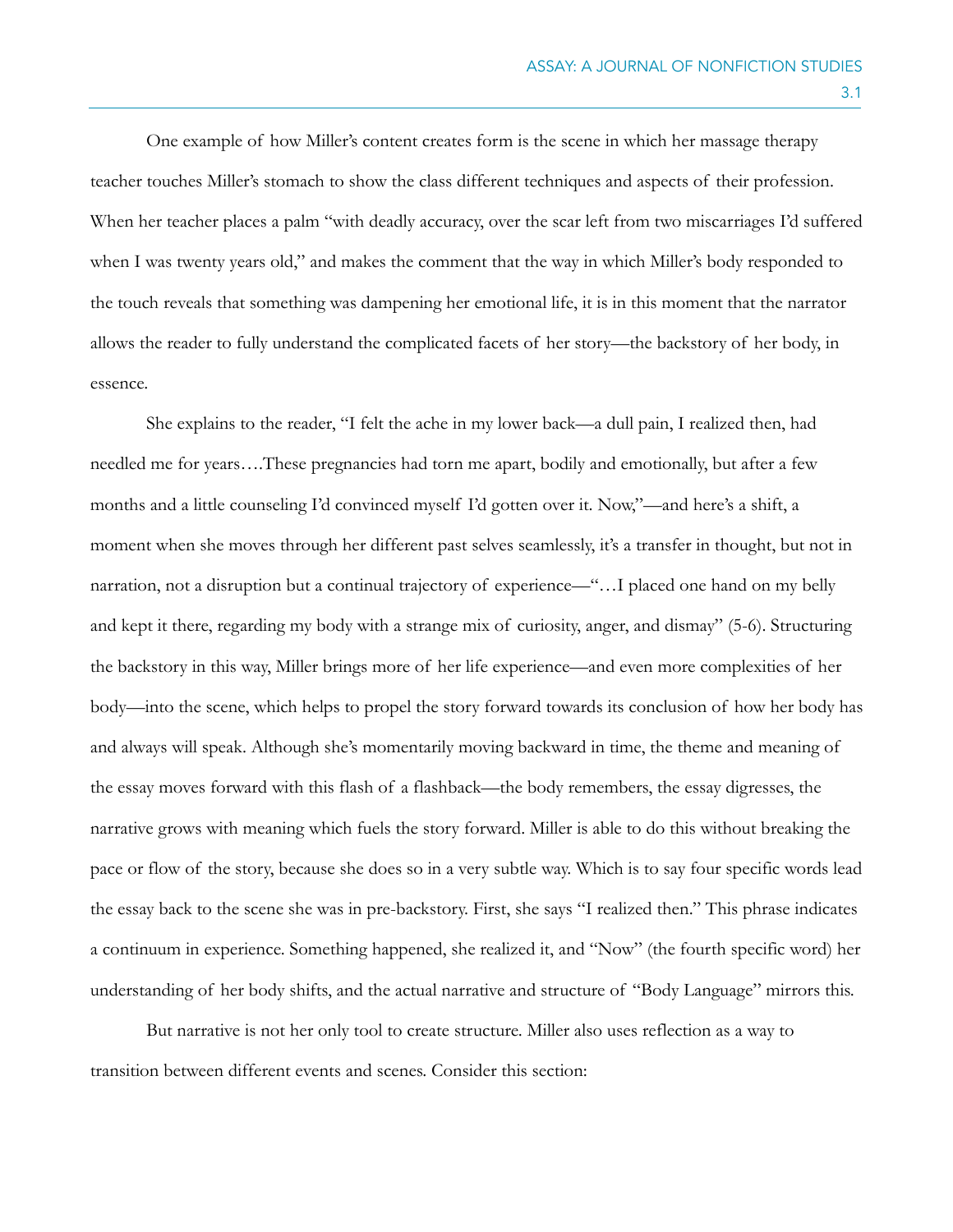One example of how Miller's content creates form is the scene in which her massage therapy teacher touches Miller's stomach to show the class different techniques and aspects of their profession. When her teacher places a palm "with deadly accuracy, over the scar left from two miscarriages I'd suffered when I was twenty years old," and makes the comment that the way in which Miller's body responded to the touch reveals that something was dampening her emotional life, it is in this moment that the narrator allows the reader to fully understand the complicated facets of her story—the backstory of her body, in essence.

She explains to the reader, "I felt the ache in my lower back—a dull pain, I realized then, had needled me for years….These pregnancies had torn me apart, bodily and emotionally, but after a few months and a little counseling I'd convinced myself I'd gotten over it. Now,"—and here's a shift, a moment when she moves through her different past selves seamlessly, it's a transfer in thought, but not in narration, not a disruption but a continual trajectory of experience—"…I placed one hand on my belly and kept it there, regarding my body with a strange mix of curiosity, anger, and dismay" (5-6). Structuring the backstory in this way, Miller brings more of her life experience—and even more complexities of her body—into the scene, which helps to propel the story forward towards its conclusion of how her body has and always will speak. Although she's momentarily moving backward in time, the theme and meaning of the essay moves forward with this flash of a flashback—the body remembers, the essay digresses, the narrative grows with meaning which fuels the story forward. Miller is able to do this without breaking the pace or flow of the story, because she does so in a very subtle way. Which is to say four specific words lead the essay back to the scene she was in pre-backstory. First, she says "I realized then." This phrase indicates a continuum in experience. Something happened, she realized it, and "Now" (the fourth specific word) her understanding of her body shifts, and the actual narrative and structure of "Body Language" mirrors this.

But narrative is not her only tool to create structure. Miller also uses reflection as a way to transition between different events and scenes. Consider this section: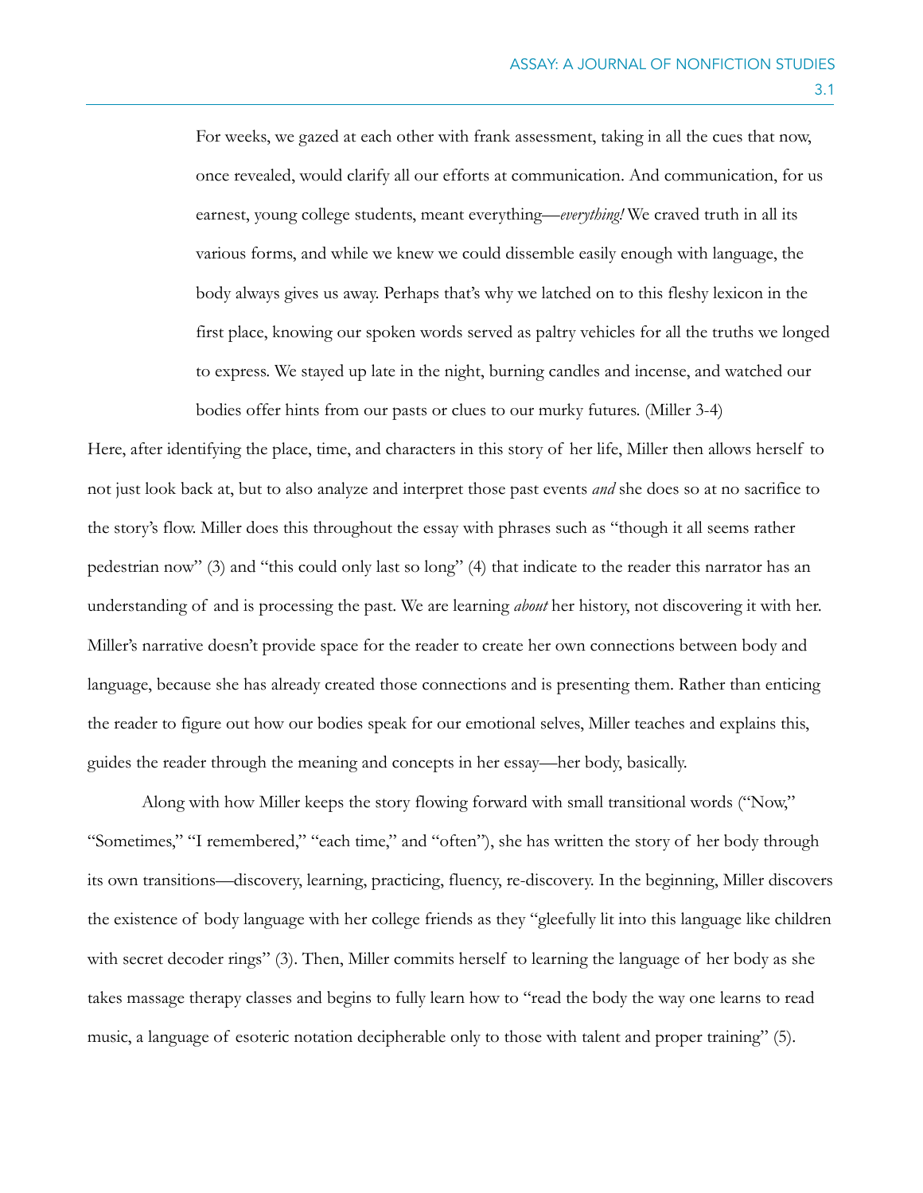> For weeks, we gazed at each other with frank assessment, taking in all the cues that now, once revealed, would clarify all our efforts at communication. And communication, for us earnest, young college students, meant everything—*everything!* We craved truth in all its various forms, and while we knew we could dissemble easily enough with language, the body always gives us away. Perhaps that's why we latched on to this fleshy lexicon in the first place, knowing our spoken words served as paltry vehicles for all the truths we longed to express. We stayed up late in the night, burning candles and incense, and watched our bodies offer hints from our pasts or clues to our murky futures. (Miller 3-4)

Here, after identifying the place, time, and characters in this story of her life, Miller then allows herself to not just look back at, but to also analyze and interpret those past events *and* she does so at no sacrifice to the story's flow. Miller does this throughout the essay with phrases such as "though it all seems rather pedestrian now" (3) and "this could only last so long" (4) that indicate to the reader this narrator has an understanding of and is processing the past. We are learning *about* her history, not discovering it with her. Miller's narrative doesn't provide space for the reader to create her own connections between body and language, because she has already created those connections and is presenting them. Rather than enticing the reader to figure out how our bodies speak for our emotional selves, Miller teaches and explains this, guides the reader through the meaning and concepts in her essay—her body, basically.

Along with how Miller keeps the story flowing forward with small transitional words ("Now," "Sometimes," "I remembered," "each time," and "often"), she has written the story of her body through its own transitions—discovery, learning, practicing, fluency, re-discovery. In the beginning, Miller discovers the existence of body language with her college friends as they "gleefully lit into this language like children with secret decoder rings" (3). Then, Miller commits herself to learning the language of her body as she takes massage therapy classes and begins to fully learn how to "read the body the way one learns to read music, a language of esoteric notation decipherable only to those with talent and proper training" (5).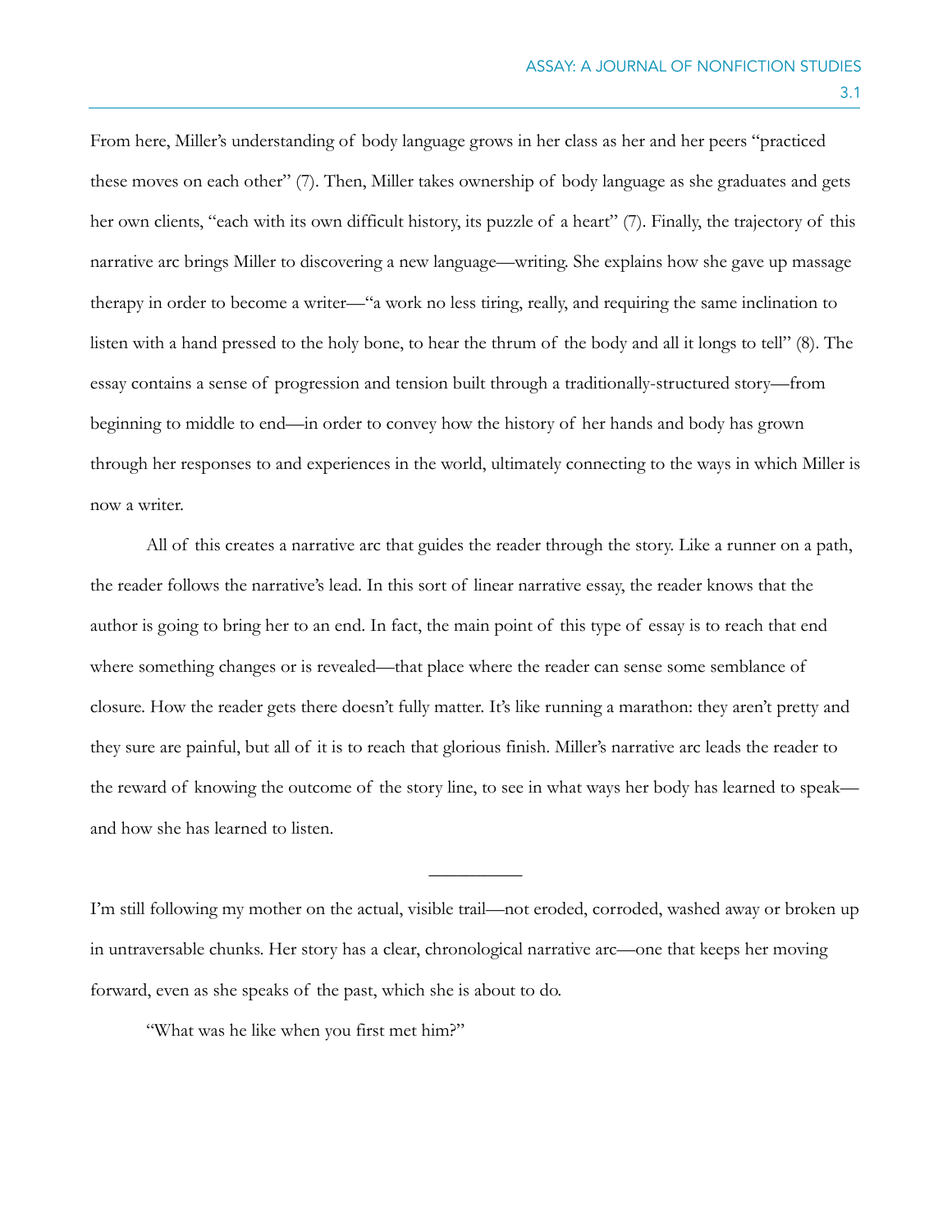From here, Miller's understanding of body language grows in her class as her and her peers "practiced these moves on each other" (7). Then, Miller takes ownership of body language as she graduates and gets her own clients, "each with its own difficult history, its puzzle of a heart" (7). Finally, the trajectory of this narrative arc brings Miller to discovering a new language—writing. She explains how she gave up massage therapy in order to become a writer—"a work no less tiring, really, and requiring the same inclination to listen with a hand pressed to the holy bone, to hear the thrum of the body and all it longs to tell" (8). The essay contains a sense of progression and tension built through a traditionally-structured story—from beginning to middle to end—in order to convey how the history of her hands and body has grown through her responses to and experiences in the world, ultimately connecting to the ways in which Miller is now a writer.

All of this creates a narrative arc that guides the reader through the story. Like a runner on a path, the reader follows the narrative's lead. In this sort of linear narrative essay, the reader knows that the author is going to bring her to an end. In fact, the main point of this type of essay is to reach that end where something changes or is revealed—that place where the reader can sense some semblance of closure. How the reader gets there doesn't fully matter. It's like running a marathon: they aren't pretty and they sure are painful, but all of it is to reach that glorious finish. Miller's narrative arc leads the reader to the reward of knowing the outcome of the story line, to see in what ways her body has learned to speak—and how she has learned to listen.

---

I'm still following my mother on the actual, visible trail—not eroded, corroded, washed away or broken up in untraversable chunks. Her story has a clear, chronological narrative arc—one that keeps her moving forward, even as she speaks of the past, which she is about to do.

"What was he like when you first met him?"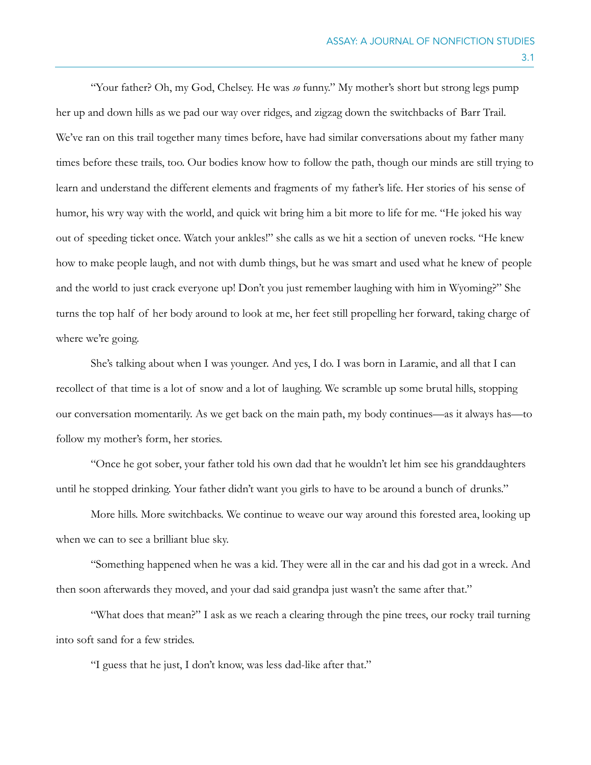"Your father? Oh, my God, Chelsey. He was *so* funny." My mother's short but strong legs pump her up and down hills as we pad our way over ridges, and zigzag down the switchbacks of Barr Trail. We've ran on this trail together many times before, have had similar conversations about my father many times before these trails, too. Our bodies know how to follow the path, though our minds are still trying to learn and understand the different elements and fragments of my father's life. Her stories of his sense of humor, his wry way with the world, and quick wit bring him a bit more to life for me. "He joked his way out of speeding ticket once. Watch your ankles!" she calls as we hit a section of uneven rocks. "He knew how to make people laugh, and not with dumb things, but he was smart and used what he knew of people and the world to just crack everyone up! Don't you just remember laughing with him in Wyoming?" She turns the top half of her body around to look at me, her feet still propelling her forward, taking charge of where we're going.

She's talking about when I was younger. And yes, I do. I was born in Laramie, and all that I can recollect of that time is a lot of snow and a lot of laughing. We scramble up some brutal hills, stopping our conversation momentarily. As we get back on the main path, my body continues—as it always has—to follow my mother's form, her stories.

"Once he got sober, your father told his own dad that he wouldn't let him see his granddaughters until he stopped drinking. Your father didn't want you girls to have to be around a bunch of drunks."

More hills. More switchbacks. We continue to weave our way around this forested area, looking up when we can to see a brilliant blue sky.

"Something happened when he was a kid. They were all in the car and his dad got in a wreck. And then soon afterwards they moved, and your dad said grandpa just wasn't the same after that."

"What does that mean?" I ask as we reach a clearing through the pine trees, our rocky trail turning into soft sand for a few strides.

"I guess that he just, I don't know, was less dad-like after that."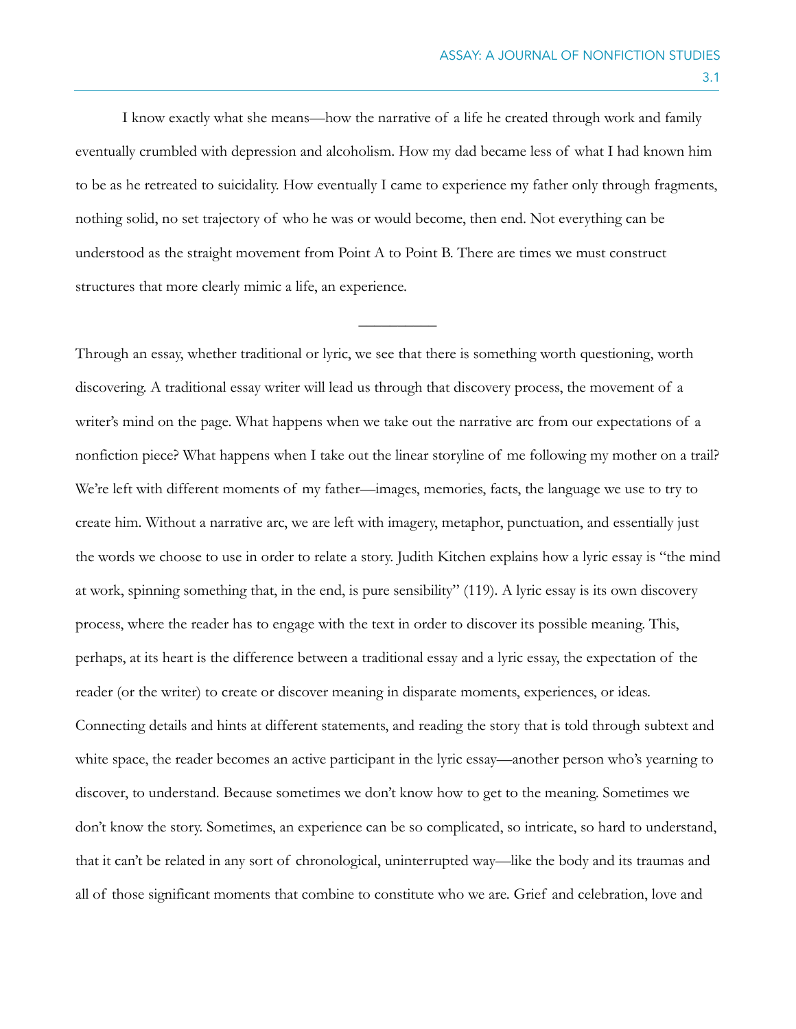I know exactly what she means—how the narrative of a life he created through work and family eventually crumbled with depression and alcoholism. How my dad became less of what I had known him to be as he retreated to suicidality. How eventually I came to experience my father only through fragments, nothing solid, no set trajectory of who he was or would become, then end. Not everything can be understood as the straight movement from Point A to Point B. There are times we must construct structures that more clearly mimic a life, an experience.

---

Through an essay, whether traditional or lyric, we see that there is something worth questioning, worth discovering. A traditional essay writer will lead us through that discovery process, the movement of a writer's mind on the page. What happens when we take out the narrative arc from our expectations of a nonfiction piece? What happens when I take out the linear storyline of me following my mother on a trail? We're left with different moments of my father—images, memories, facts, the language we use to try to create him. Without a narrative arc, we are left with imagery, metaphor, punctuation, and essentially just the words we choose to use in order to relate a story. Judith Kitchen explains how a lyric essay is "the mind at work, spinning something that, in the end, is pure sensibility" (119). A lyric essay is its own discovery process, where the reader has to engage with the text in order to discover its possible meaning. This, perhaps, at its heart is the difference between a traditional essay and a lyric essay, the expectation of the reader (or the writer) to create or discover meaning in disparate moments, experiences, or ideas. Connecting details and hints at different statements, and reading the story that is told through subtext and white space, the reader becomes an active participant in the lyric essay—another person who's yearning to discover, to understand. Because sometimes we don't know how to get to the meaning. Sometimes we don't know the story. Sometimes, an experience can be so complicated, so intricate, so hard to understand, that it can't be related in any sort of chronological, uninterrupted way—like the body and its traumas and all of those significant moments that combine to constitute who we are. Grief and celebration, love and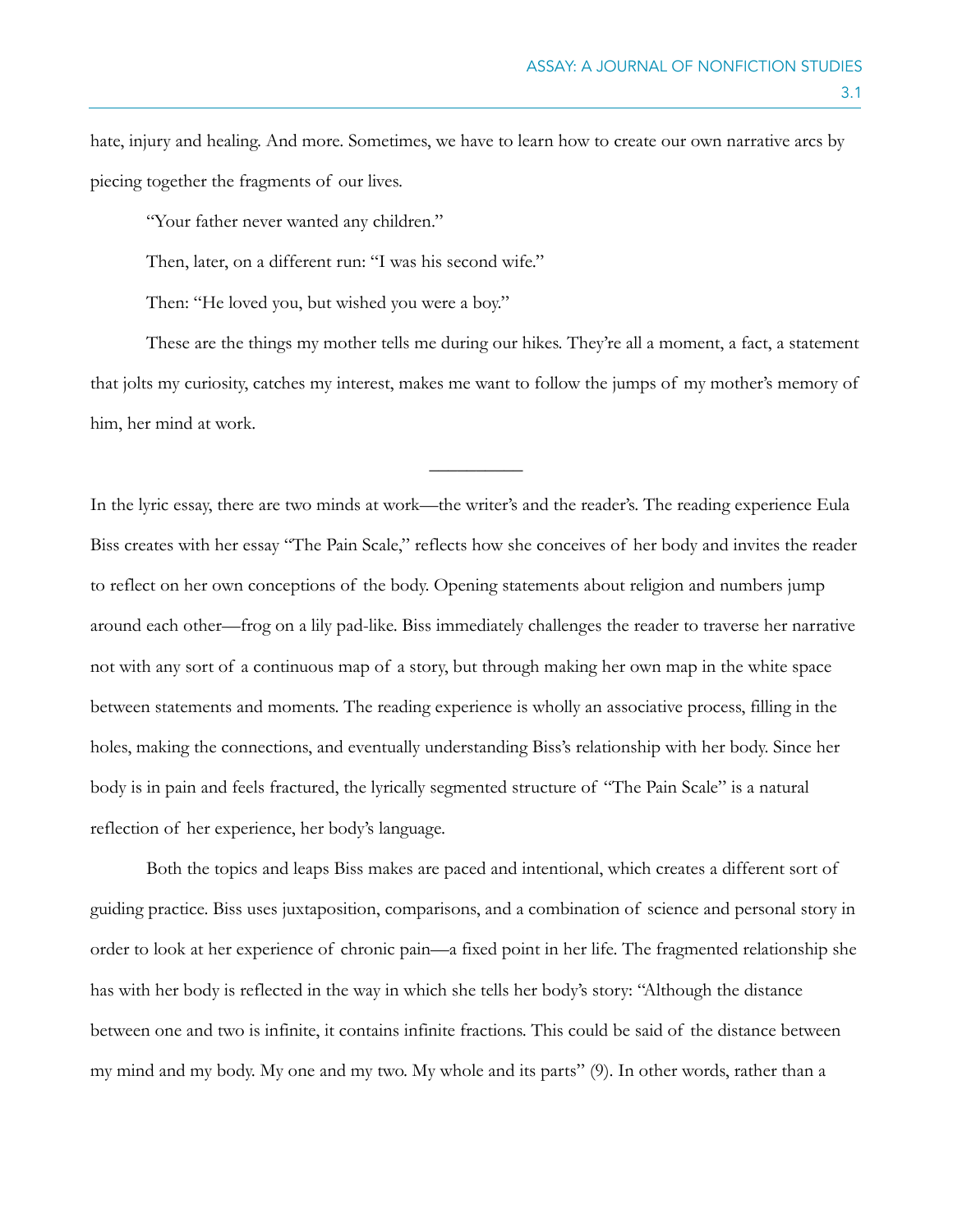hate, injury and healing. And more. Sometimes, we have to learn how to create our own narrative arcs by piecing together the fragments of our lives.

"Your father never wanted any children."

Then, later, on a different run: "I was his second wife."

Then: "He loved you, but wished you were a boy."

These are the things my mother tells me during our hikes. They're all a moment, a fact, a statement that jolts my curiosity, catches my interest, makes me want to follow the jumps of my mother's memory of him, her mind at work.

---

In the lyric essay, there are two minds at work—the writer's and the reader's. The reading experience Eula Biss creates with her essay "The Pain Scale," reflects how she conceives of her body and invites the reader to reflect on her own conceptions of the body. Opening statements about religion and numbers jump around each other—frog on a lily pad-like. Biss immediately challenges the reader to traverse her narrative not with any sort of a continuous map of a story, but through making her own map in the white space between statements and moments. The reading experience is wholly an associative process, filling in the holes, making the connections, and eventually understanding Biss's relationship with her body. Since her body is in pain and feels fractured, the lyrically segmented structure of "The Pain Scale" is a natural reflection of her experience, her body's language.

Both the topics and leaps Biss makes are paced and intentional, which creates a different sort of guiding practice. Biss uses juxtaposition, comparisons, and a combination of science and personal story in order to look at her experience of chronic pain—a fixed point in her life. The fragmented relationship she has with her body is reflected in the way in which she tells her body's story: "Although the distance between one and two is infinite, it contains infinite fractions. This could be said of the distance between my mind and my body. My one and my two. My whole and its parts" (9). In other words, rather than a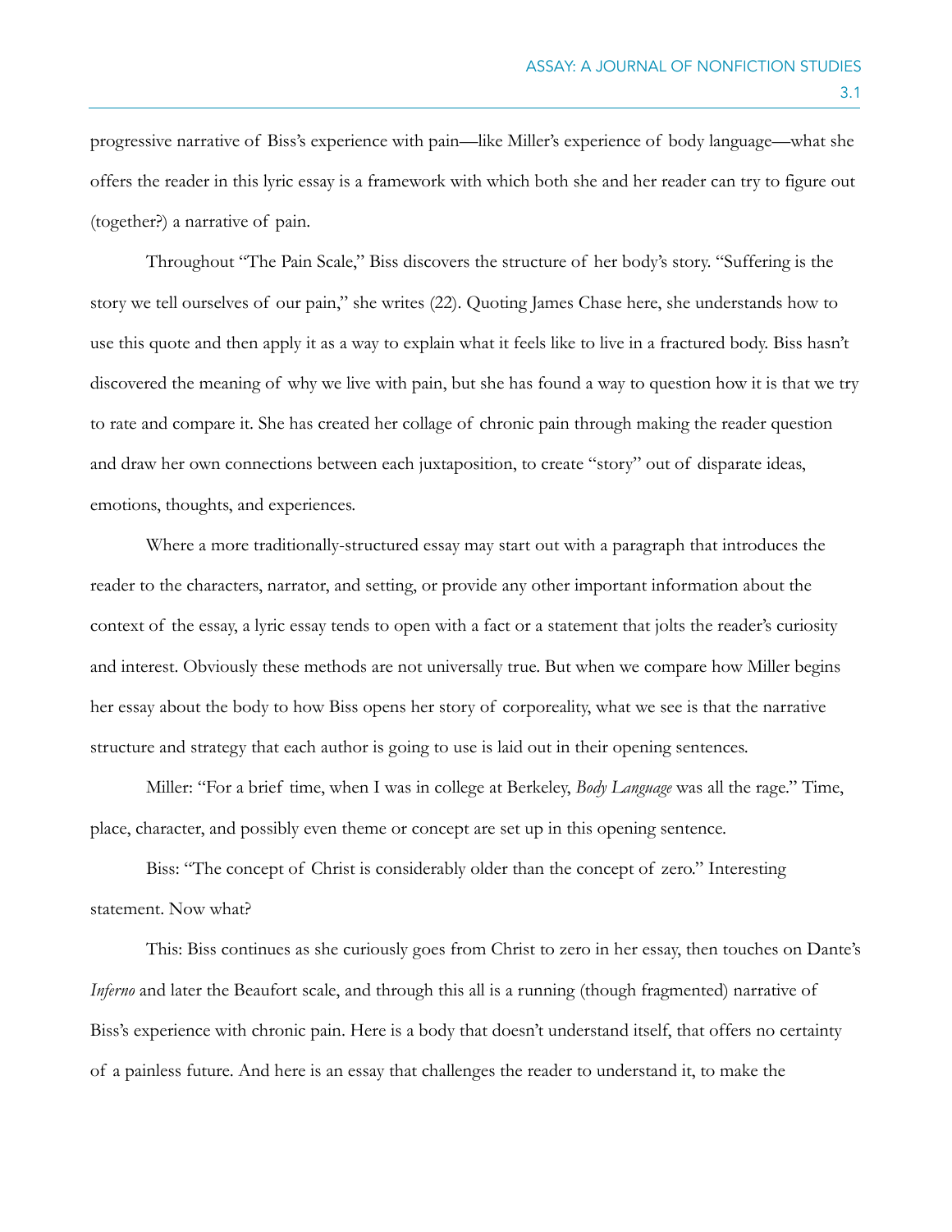progressive narrative of Biss's experience with pain—like Miller's experience of body language—what she offers the reader in this lyric essay is a framework with which both she and her reader can try to figure out (together?) a narrative of pain.

Throughout "The Pain Scale," Biss discovers the structure of her body's story. "Suffering is the story we tell ourselves of our pain," she writes (22). Quoting James Chase here, she understands how to use this quote and then apply it as a way to explain what it feels like to live in a fractured body. Biss hasn't discovered the meaning of why we live with pain, but she has found a way to question how it is that we try to rate and compare it. She has created her collage of chronic pain through making the reader question and draw her own connections between each juxtaposition, to create "story" out of disparate ideas, emotions, thoughts, and experiences.

Where a more traditionally-structured essay may start out with a paragraph that introduces the reader to the characters, narrator, and setting, or provide any other important information about the context of the essay, a lyric essay tends to open with a fact or a statement that jolts the reader's curiosity and interest. Obviously these methods are not universally true. But when we compare how Miller begins her essay about the body to how Biss opens her story of corporeality, what we see is that the narrative structure and strategy that each author is going to use is laid out in their opening sentences.

Miller: "For a brief time, when I was in college at Berkeley, *Body Language* was all the rage." Time, place, character, and possibly even theme or concept are set up in this opening sentence.

Biss: "The concept of Christ is considerably older than the concept of zero." Interesting statement. Now what?

This: Biss continues as she curiously goes from Christ to zero in her essay, then touches on Dante's *Inferno* and later the Beaufort scale, and through this all is a running (though fragmented) narrative of Biss's experience with chronic pain. Here is a body that doesn't understand itself, that offers no certainty of a painless future. And here is an essay that challenges the reader to understand it, to make the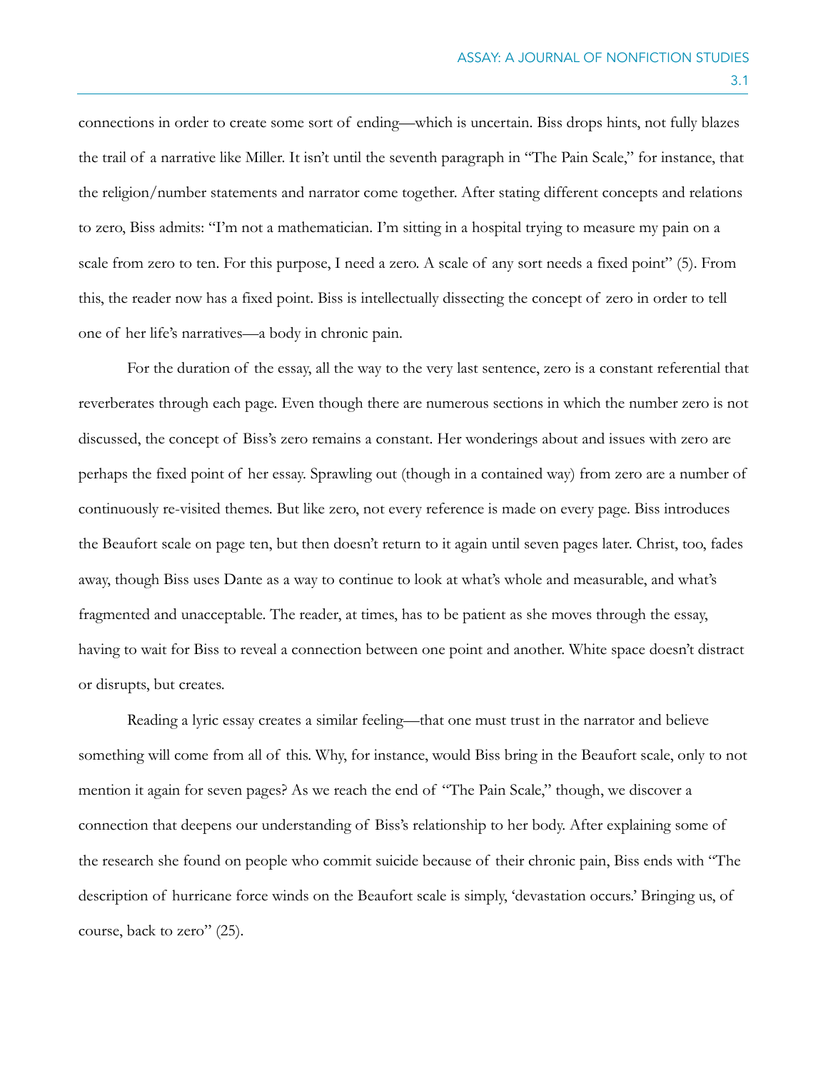connections in order to create some sort of ending—which is uncertain. Biss drops hints, not fully blazes the trail of a narrative like Miller. It isn't until the seventh paragraph in "The Pain Scale," for instance, that the religion/number statements and narrator come together. After stating different concepts and relations to zero, Biss admits: "I'm not a mathematician. I'm sitting in a hospital trying to measure my pain on a scale from zero to ten. For this purpose, I need a zero. A scale of any sort needs a fixed point" (5). From this, the reader now has a fixed point. Biss is intellectually dissecting the concept of zero in order to tell one of her life's narratives—a body in chronic pain.

For the duration of the essay, all the way to the very last sentence, zero is a constant referential that reverberates through each page. Even though there are numerous sections in which the number zero is not discussed, the concept of Biss's zero remains a constant. Her wonderings about and issues with zero are perhaps the fixed point of her essay. Sprawling out (though in a contained way) from zero are a number of continuously re-visited themes. But like zero, not every reference is made on every page. Biss introduces the Beaufort scale on page ten, but then doesn't return to it again until seven pages later. Christ, too, fades away, though Biss uses Dante as a way to continue to look at what's whole and measurable, and what's fragmented and unacceptable. The reader, at times, has to be patient as she moves through the essay, having to wait for Biss to reveal a connection between one point and another. White space doesn't distract or disrupts, but creates.

Reading a lyric essay creates a similar feeling—that one must trust in the narrator and believe something will come from all of this. Why, for instance, would Biss bring in the Beaufort scale, only to not mention it again for seven pages? As we reach the end of "The Pain Scale," though, we discover a connection that deepens our understanding of Biss's relationship to her body. After explaining some of the research she found on people who commit suicide because of their chronic pain, Biss ends with "The description of hurricane force winds on the Beaufort scale is simply, 'devastation occurs.' Bringing us, of course, back to zero" (25).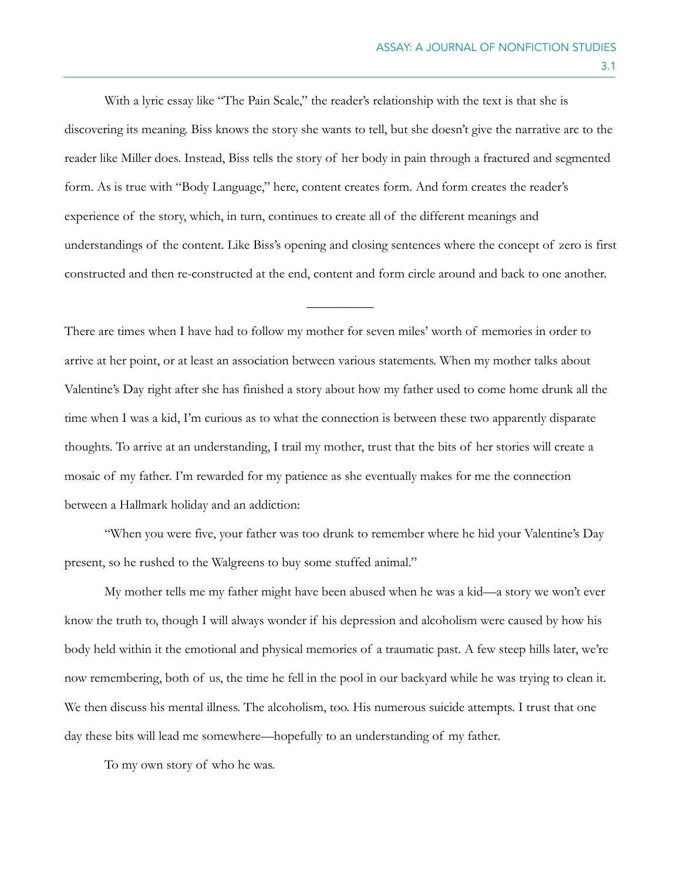With a lyric essay like "The Pain Scale," the reader's relationship with the text is that she is discovering its meaning. Biss knows the story she wants to tell, but she doesn't give the narrative arc to the reader like Miller does. Instead, Biss tells the story of her body in pain through a fractured and segmented form. As is true with "Body Language," here, content creates form. And form creates the reader's experience of the story, which, in turn, continues to create all of the different meanings and understandings of the content. Like Biss's opening and closing sentences where the concept of zero is first constructed and then re-constructed at the end, content and form circle around and back to one another.

---

There are times when I have had to follow my mother for seven miles' worth of memories in order to arrive at her point, or at least an association between various statements. When my mother talks about Valentine's Day right after she has finished a story about how my father used to come home drunk all the time when I was a kid, I'm curious as to what the connection is between these two apparently disparate thoughts. To arrive at an understanding, I trail my mother, trust that the bits of her stories will create a mosaic of my father. I'm rewarded for my patience as she eventually makes for me the connection between a Hallmark holiday and an addiction:

"When you were five, your father was too drunk to remember where he hid your Valentine's Day present, so he rushed to the Walgreens to buy some stuffed animal."

My mother tells me my father might have been abused when he was a kid—a story we won't ever know the truth to, though I will always wonder if his depression and alcoholism were caused by how his body held within it the emotional and physical memories of a traumatic past. A few steep hills later, we're now remembering, both of us, the time he fell in the pool in our backyard while he was trying to clean it. We then discuss his mental illness. The alcoholism, too. His numerous suicide attempts. I trust that one day these bits will lead me somewhere—hopefully to an understanding of my father.

To my own story of who he was.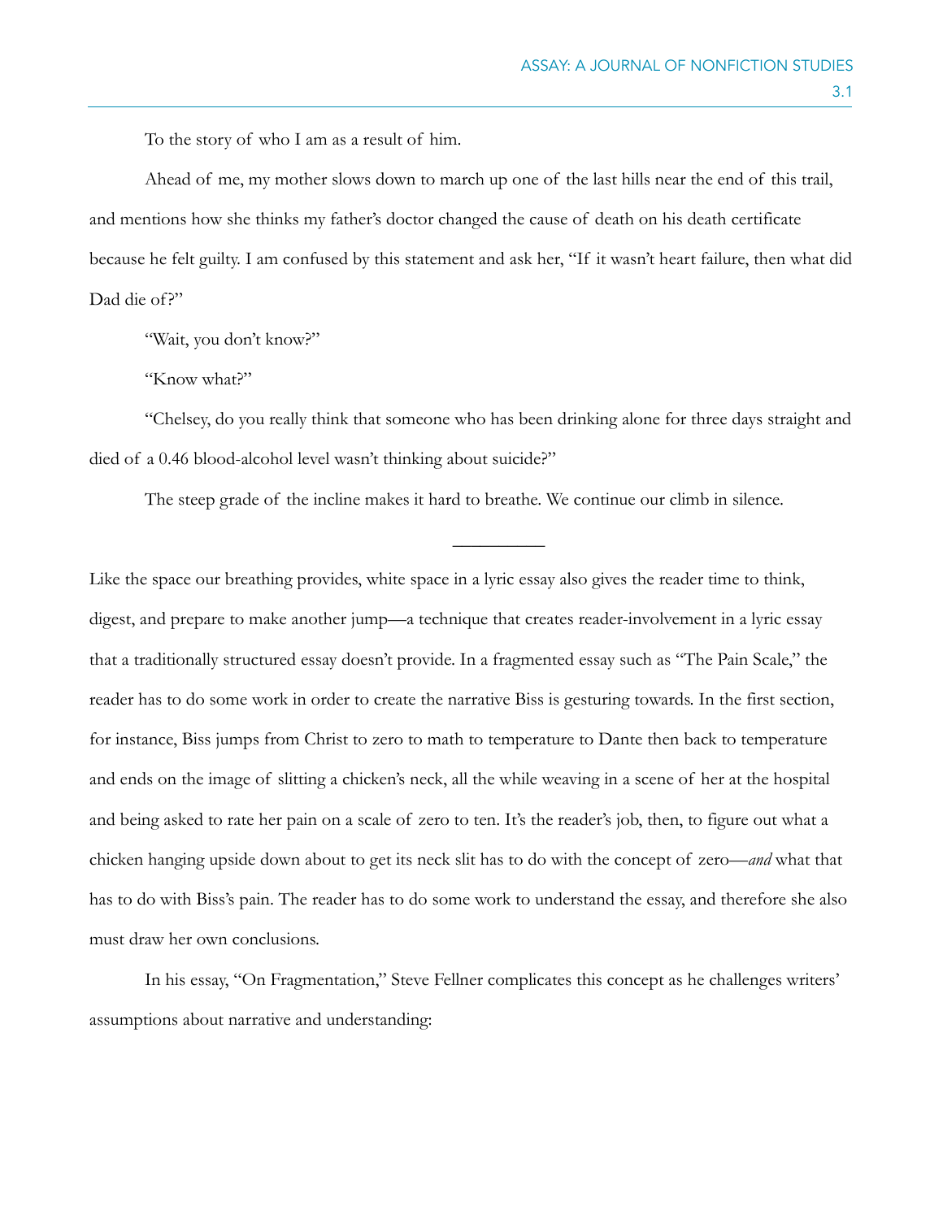To the story of who I am as a result of him.

Ahead of me, my mother slows down to march up one of the last hills near the end of this trail, and mentions how she thinks my father's doctor changed the cause of death on his death certificate because he felt guilty. I am confused by this statement and ask her, "If it wasn't heart failure, then what did Dad die of?"

"Wait, you don't know?"

"Know what?"

"Chelsey, do you really think that someone who has been drinking alone for three days straight and died of a 0.46 blood-alcohol level wasn't thinking about suicide?"

The steep grade of the incline makes it hard to breathe. We continue our climb in silence.

---

Like the space our breathing provides, white space in a lyric essay also gives the reader time to think, digest, and prepare to make another jump—a technique that creates reader-involvement in a lyric essay that a traditionally structured essay doesn't provide. In a fragmented essay such as "The Pain Scale," the reader has to do some work in order to create the narrative Biss is gesturing towards. In the first section, for instance, Biss jumps from Christ to zero to math to temperature to Dante then back to temperature and ends on the image of slitting a chicken's neck, all the while weaving in a scene of her at the hospital and being asked to rate her pain on a scale of zero to ten. It's the reader's job, then, to figure out what a chicken hanging upside down about to get its neck slit has to do with the concept of zero—*and* what that has to do with Biss's pain. The reader has to do some work to understand the essay, and therefore she also must draw her own conclusions.

In his essay, "On Fragmentation," Steve Fellner complicates this concept as he challenges writers' assumptions about narrative and understanding: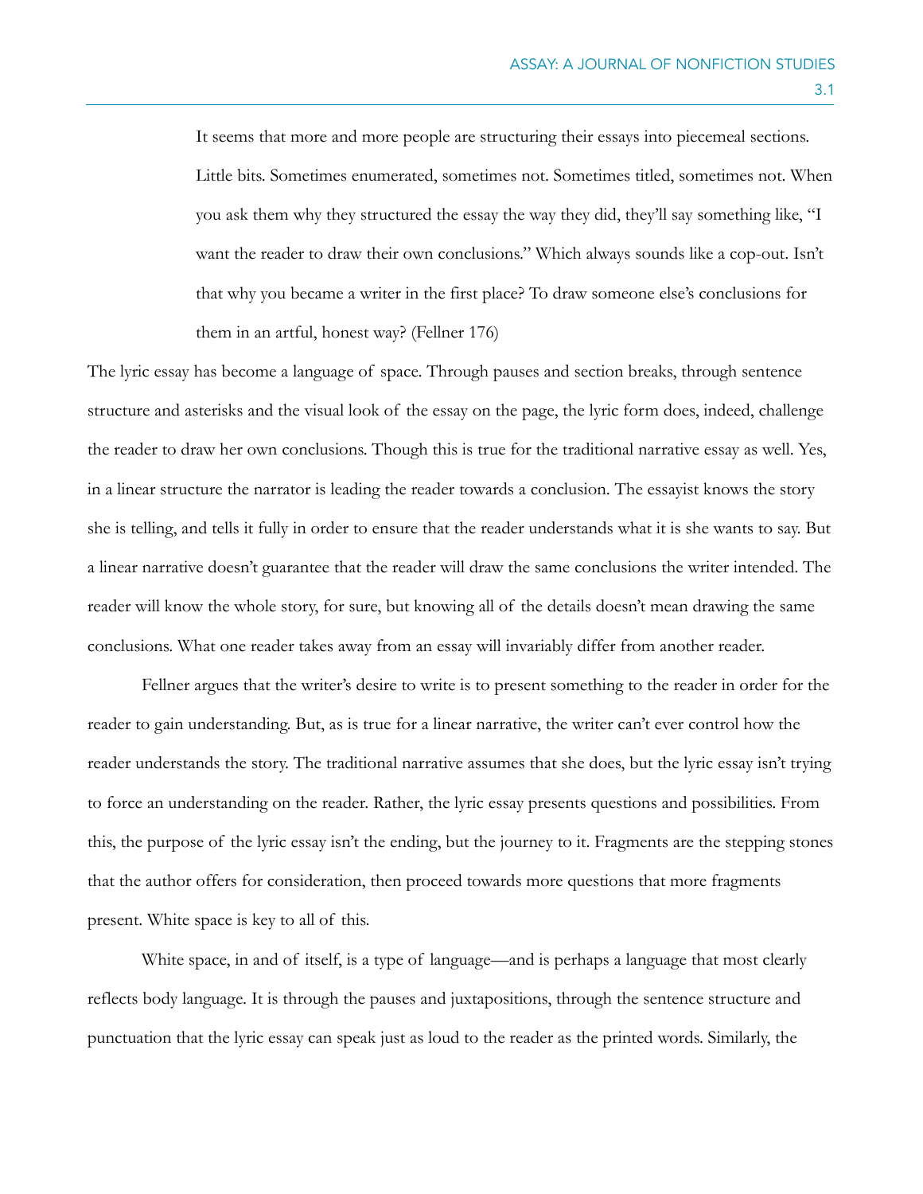> It seems that more and more people are structuring their essays into piecemeal sections. Little bits. Sometimes enumerated, sometimes not. Sometimes titled, sometimes not. When you ask them why they structured the essay the way they did, they'll say something like, "I want the reader to draw their own conclusions." Which always sounds like a cop-out. Isn't that why you became a writer in the first place? To draw someone else's conclusions for them in an artful, honest way? (Fellner 176)

The lyric essay has become a language of space. Through pauses and section breaks, through sentence structure and asterisks and the visual look of the essay on the page, the lyric form does, indeed, challenge the reader to draw her own conclusions. Though this is true for the traditional narrative essay as well. Yes, in a linear structure the narrator is leading the reader towards a conclusion. The essayist knows the story she is telling, and tells it fully in order to ensure that the reader understands what it is she wants to say. But a linear narrative doesn't guarantee that the reader will draw the same conclusions the writer intended. The reader will know the whole story, for sure, but knowing all of the details doesn't mean drawing the same conclusions. What one reader takes away from an essay will invariably differ from another reader.

Fellner argues that the writer's desire to write is to present something to the reader in order for the reader to gain understanding. But, as is true for a linear narrative, the writer can't ever control how the reader understands the story. The traditional narrative assumes that she does, but the lyric essay isn't trying to force an understanding on the reader. Rather, the lyric essay presents questions and possibilities. From this, the purpose of the lyric essay isn't the ending, but the journey to it. Fragments are the stepping stones that the author offers for consideration, then proceed towards more questions that more fragments present. White space is key to all of this.

White space, in and of itself, is a type of language—and is perhaps a language that most clearly reflects body language. It is through the pauses and juxtapositions, through the sentence structure and punctuation that the lyric essay can speak just as loud to the reader as the printed words. Similarly, the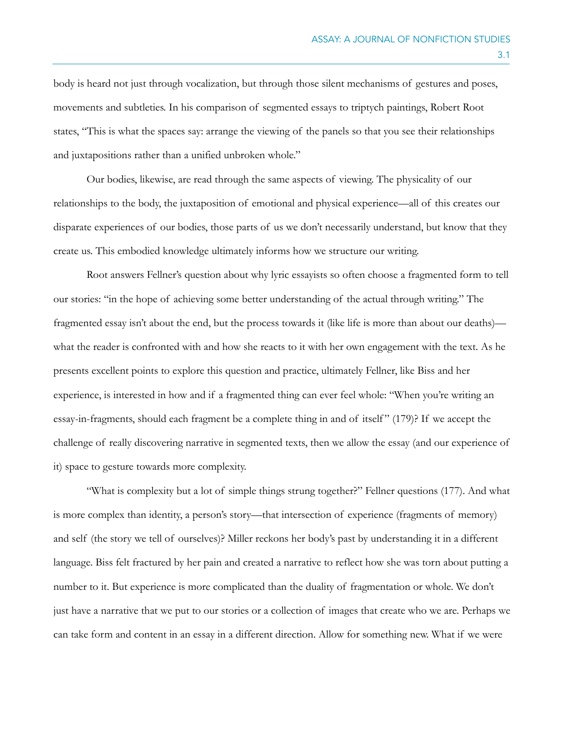body is heard not just through vocalization, but through those silent mechanisms of gestures and poses, movements and subtleties. In his comparison of segmented essays to triptych paintings, Robert Root states, "This is what the spaces say: arrange the viewing of the panels so that you see their relationships and juxtapositions rather than a unified unbroken whole."

Our bodies, likewise, are read through the same aspects of viewing. The physicality of our relationships to the body, the juxtaposition of emotional and physical experience—all of this creates our disparate experiences of our bodies, those parts of us we don't necessarily understand, but know that they create us. This embodied knowledge ultimately informs how we structure our writing.

Root answers Fellner's question about why lyric essayists so often choose a fragmented form to tell our stories: "in the hope of achieving some better understanding of the actual through writing." The fragmented essay isn't about the end, but the process towards it (like life is more than about our deaths)—what the reader is confronted with and how she reacts to it with her own engagement with the text. As he presents excellent points to explore this question and practice, ultimately Fellner, like Biss and her experience, is interested in how and if a fragmented thing can ever feel whole: "When you're writing an essay-in-fragments, should each fragment be a complete thing in and of itself" (179)? If we accept the challenge of really discovering narrative in segmented texts, then we allow the essay (and our experience of it) space to gesture towards more complexity.

"What is complexity but a lot of simple things strung together?" Fellner questions (177). And what is more complex than identity, a person's story—that intersection of experience (fragments of memory) and self (the story we tell of ourselves)? Miller reckons her body's past by understanding it in a different language. Biss felt fractured by her pain and created a narrative to reflect how she was torn about putting a number to it. But experience is more complicated than the duality of fragmentation or whole. We don't just have a narrative that we put to our stories or a collection of images that create who we are. Perhaps we can take form and content in an essay in a different direction. Allow for something new. What if we were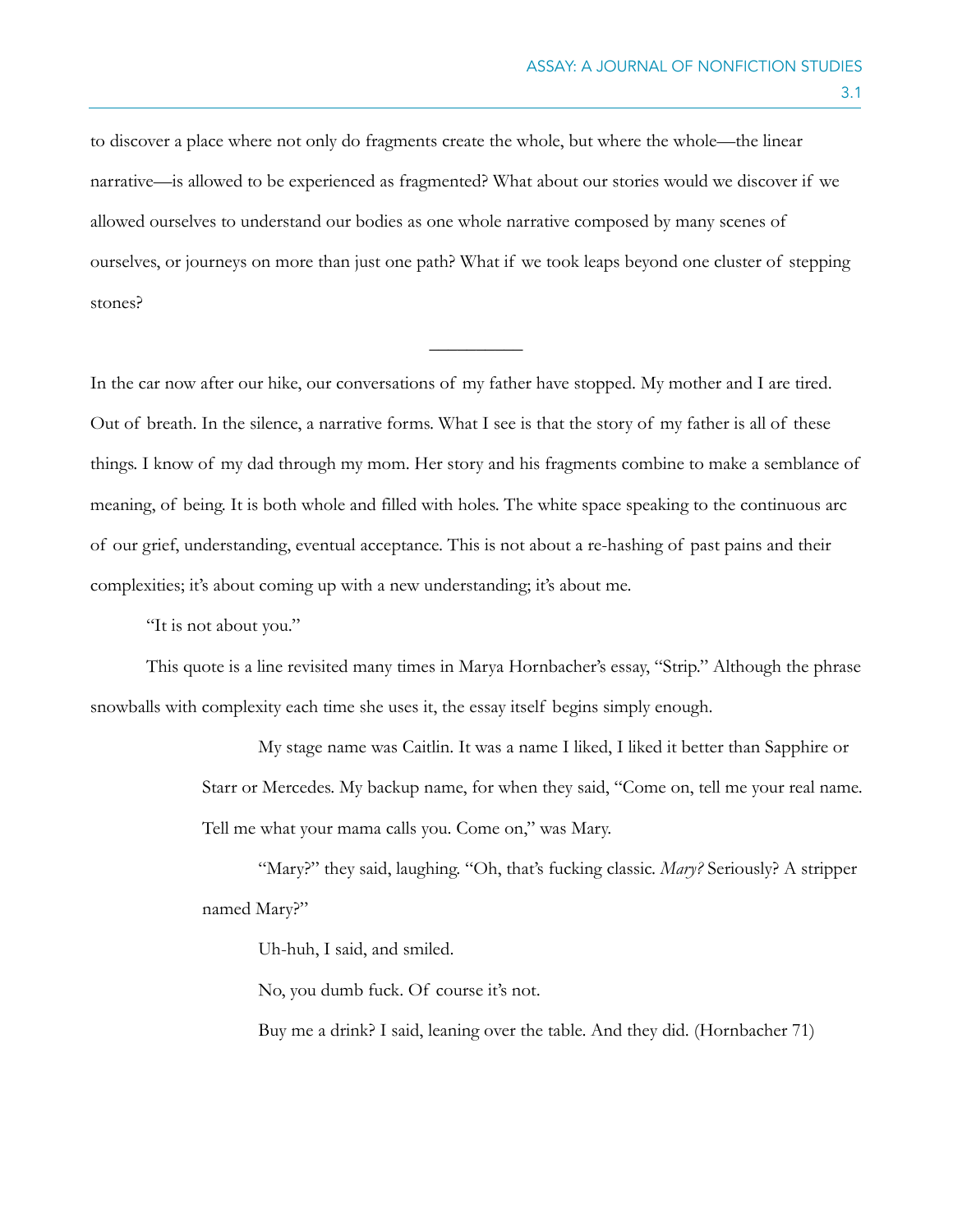to discover a place where not only do fragments create the whole, but where the whole—the linear narrative—is allowed to be experienced as fragmented? What about our stories would we discover if we allowed ourselves to understand our bodies as one whole narrative composed by many scenes of ourselves, or journeys on more than just one path? What if we took leaps beyond one cluster of stepping stones?

---

In the car now after our hike, our conversations of my father have stopped. My mother and I are tired. Out of breath. In the silence, a narrative forms. What I see is that the story of my father is all of these things. I know of my dad through my mom. Her story and his fragments combine to make a semblance of meaning, of being. It is both whole and filled with holes. The white space speaking to the continuous arc of our grief, understanding, eventual acceptance. This is not about a re-hashing of past pains and their complexities; it's about coming up with a new understanding; it's about me.

"It is not about you."

This quote is a line revisited many times in Marya Hornbacher's essay, "Strip." Although the phrase snowballs with complexity each time she uses it, the essay itself begins simply enough.

> My stage name was Caitlin. It was a name I liked, I liked it better than Sapphire or Starr or Mercedes. My backup name, for when they said, "Come on, tell me your real name. Tell me what your mama calls you. Come on," was Mary.
>
> "Mary?" they said, laughing. "Oh, that's fucking classic. *Mary?* Seriously? A stripper named Mary?"
>
> Uh-huh, I said, and smiled.
>
> No, you dumb fuck. Of course it's not.
>
> Buy me a drink? I said, leaning over the table. And they did. (Hornbacher 71)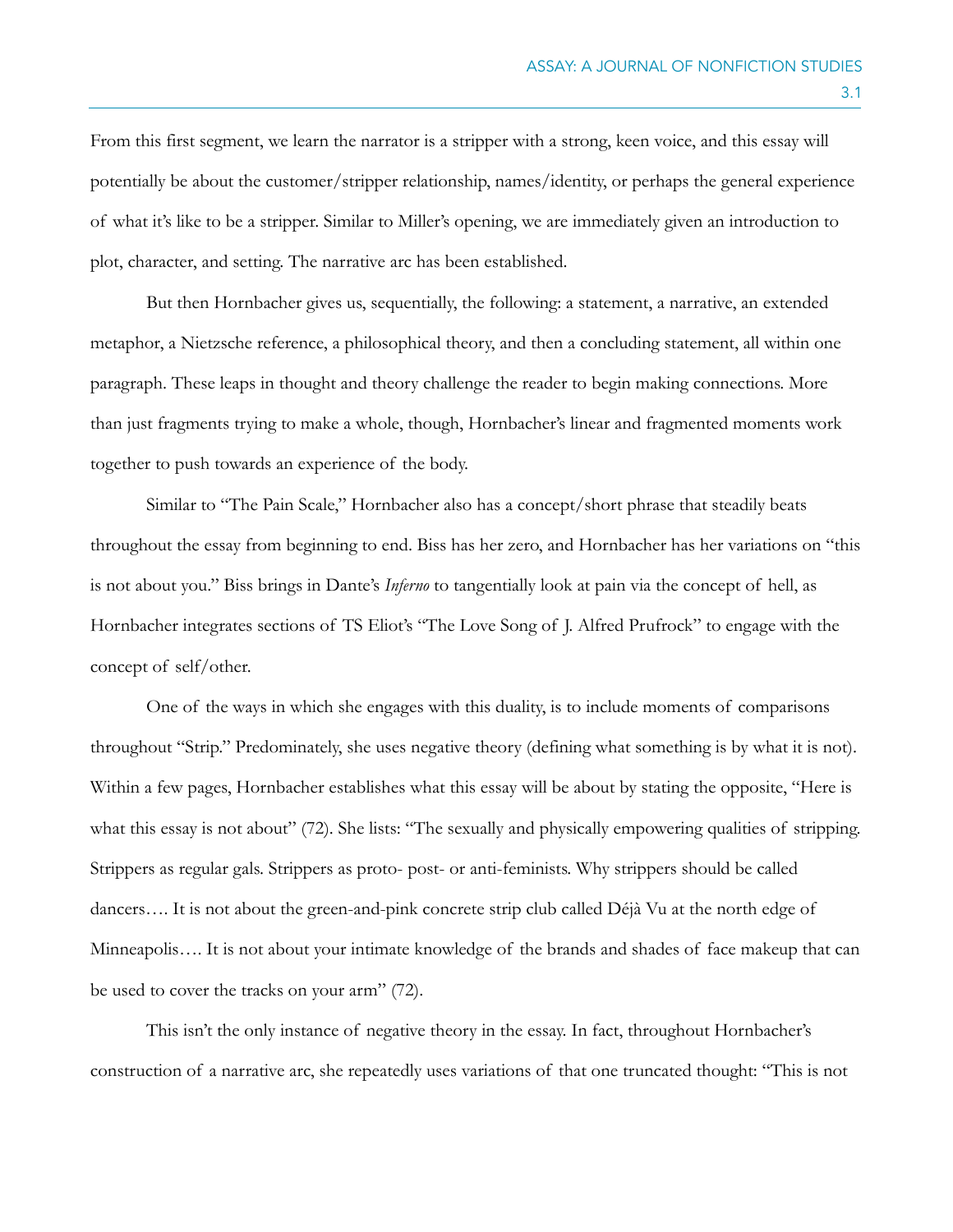From this first segment, we learn the narrator is a stripper with a strong, keen voice, and this essay will potentially be about the customer/stripper relationship, names/identity, or perhaps the general experience of what it's like to be a stripper. Similar to Miller's opening, we are immediately given an introduction to plot, character, and setting. The narrative arc has been established.

But then Hornbacher gives us, sequentially, the following: a statement, a narrative, an extended metaphor, a Nietzsche reference, a philosophical theory, and then a concluding statement, all within one paragraph. These leaps in thought and theory challenge the reader to begin making connections. More than just fragments trying to make a whole, though, Hornbacher's linear and fragmented moments work together to push towards an experience of the body.

Similar to "The Pain Scale," Hornbacher also has a concept/short phrase that steadily beats throughout the essay from beginning to end. Biss has her zero, and Hornbacher has her variations on "this is not about you." Biss brings in Dante's *Inferno* to tangentially look at pain via the concept of hell, as Hornbacher integrates sections of TS Eliot's "The Love Song of J. Alfred Prufrock" to engage with the concept of self/other.

One of the ways in which she engages with this duality, is to include moments of comparisons throughout "Strip." Predominately, she uses negative theory (defining what something is by what it is not). Within a few pages, Hornbacher establishes what this essay will be about by stating the opposite, "Here is what this essay is not about" (72). She lists: "The sexually and physically empowering qualities of stripping. Strippers as regular gals. Strippers as proto- post- or anti-feminists. Why strippers should be called dancers…. It is not about the green-and-pink concrete strip club called Déjà Vu at the north edge of Minneapolis…. It is not about your intimate knowledge of the brands and shades of face makeup that can be used to cover the tracks on your arm" (72).

This isn't the only instance of negative theory in the essay. In fact, throughout Hornbacher's construction of a narrative arc, she repeatedly uses variations of that one truncated thought: "This is not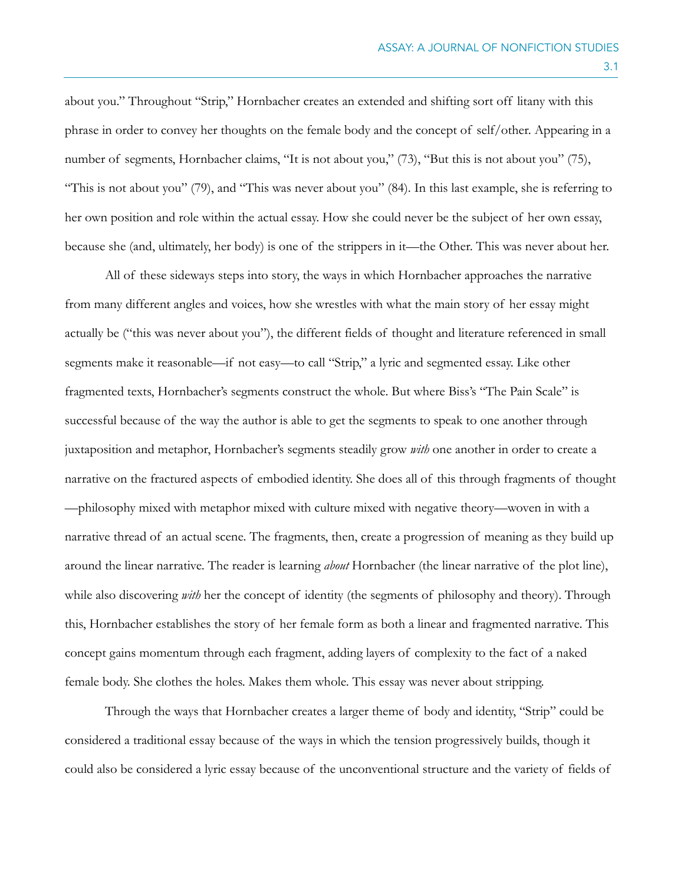about you." Throughout "Strip," Hornbacher creates an extended and shifting sort off litany with this phrase in order to convey her thoughts on the female body and the concept of self/other. Appearing in a number of segments, Hornbacher claims, "It is not about you," (73), "But this is not about you" (75), "This is not about you" (79), and "This was never about you" (84). In this last example, she is referring to her own position and role within the actual essay. How she could never be the subject of her own essay, because she (and, ultimately, her body) is one of the strippers in it—the Other. This was never about her.

All of these sideways steps into story, the ways in which Hornbacher approaches the narrative from many different angles and voices, how she wrestles with what the main story of her essay might actually be ("this was never about you"), the different fields of thought and literature referenced in small segments make it reasonable—if not easy—to call "Strip," a lyric and segmented essay. Like other fragmented texts, Hornbacher's segments construct the whole. But where Biss's "The Pain Scale" is successful because of the way the author is able to get the segments to speak to one another through juxtaposition and metaphor, Hornbacher's segments steadily grow *with* one another in order to create a narrative on the fractured aspects of embodied identity. She does all of this through fragments of thought—philosophy mixed with metaphor mixed with culture mixed with negative theory—woven in with a narrative thread of an actual scene. The fragments, then, create a progression of meaning as they build up around the linear narrative. The reader is learning *about* Hornbacher (the linear narrative of the plot line), while also discovering *with* her the concept of identity (the segments of philosophy and theory). Through this, Hornbacher establishes the story of her female form as both a linear and fragmented narrative. This concept gains momentum through each fragment, adding layers of complexity to the fact of a naked female body. She clothes the holes. Makes them whole. This essay was never about stripping.

Through the ways that Hornbacher creates a larger theme of body and identity, "Strip" could be considered a traditional essay because of the ways in which the tension progressively builds, though it could also be considered a lyric essay because of the unconventional structure and the variety of fields of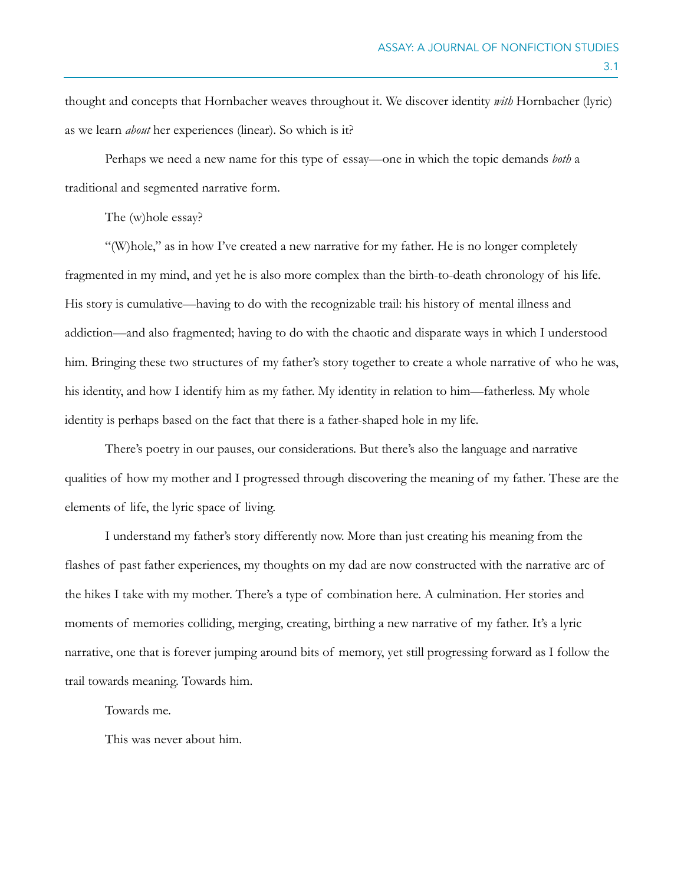thought and concepts that Hornbacher weaves throughout it. We discover identity *with* Hornbacher (lyric) as we learn *about* her experiences (linear). So which is it?

Perhaps we need a new name for this type of essay—one in which the topic demands *both* a traditional and segmented narrative form.

The (w)hole essay?

"(W)hole," as in how I've created a new narrative for my father. He is no longer completely fragmented in my mind, and yet he is also more complex than the birth-to-death chronology of his life. His story is cumulative—having to do with the recognizable trail: his history of mental illness and addiction—and also fragmented; having to do with the chaotic and disparate ways in which I understood him. Bringing these two structures of my father's story together to create a whole narrative of who he was, his identity, and how I identify him as my father. My identity in relation to him—fatherless. My whole identity is perhaps based on the fact that there is a father-shaped hole in my life.

There's poetry in our pauses, our considerations. But there's also the language and narrative qualities of how my mother and I progressed through discovering the meaning of my father. These are the elements of life, the lyric space of living.

I understand my father's story differently now. More than just creating his meaning from the flashes of past father experiences, my thoughts on my dad are now constructed with the narrative arc of the hikes I take with my mother. There's a type of combination here. A culmination. Her stories and moments of memories colliding, merging, creating, birthing a new narrative of my father. It's a lyric narrative, one that is forever jumping around bits of memory, yet still progressing forward as I follow the trail towards meaning. Towards him.

Towards me.

This was never about him.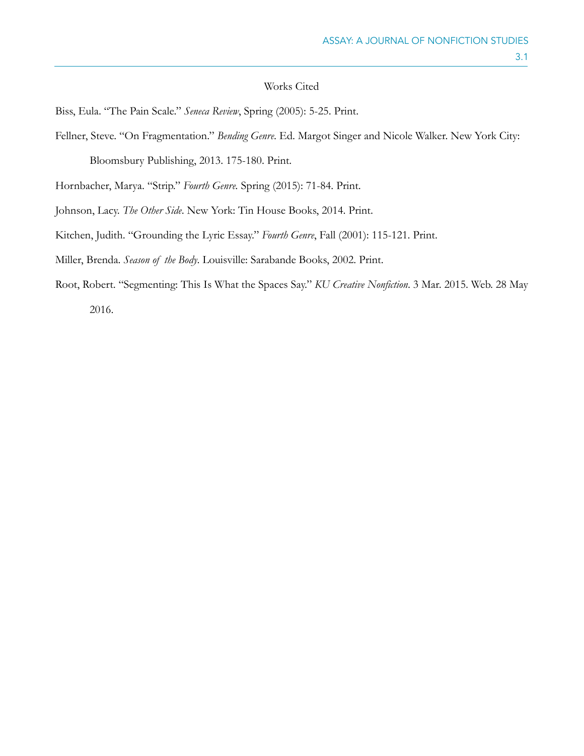# Works Cited

Biss, Eula. "The Pain Scale." *Seneca Review*, Spring (2005): 5-25. Print.

Fellner, Steve. "On Fragmentation." *Bending Genre*. Ed. Margot Singer and Nicole Walker. New York City: Bloomsbury Publishing, 2013. 175-180. Print.

Hornbacher, Marya. "Strip." *Fourth Genre*. Spring (2015): 71-84. Print.

Johnson, Lacy. *The Other Side*. New York: Tin House Books, 2014. Print.

Kitchen, Judith. "Grounding the Lyric Essay." *Fourth Genre*, Fall (2001): 115-121. Print.

Miller, Brenda. *Season of the Body*. Louisville: Sarabande Books, 2002. Print.

Root, Robert. "Segmenting: This Is What the Spaces Say." *KU Creative Nonfiction*. 3 Mar. 2015. Web. 28 May 2016.